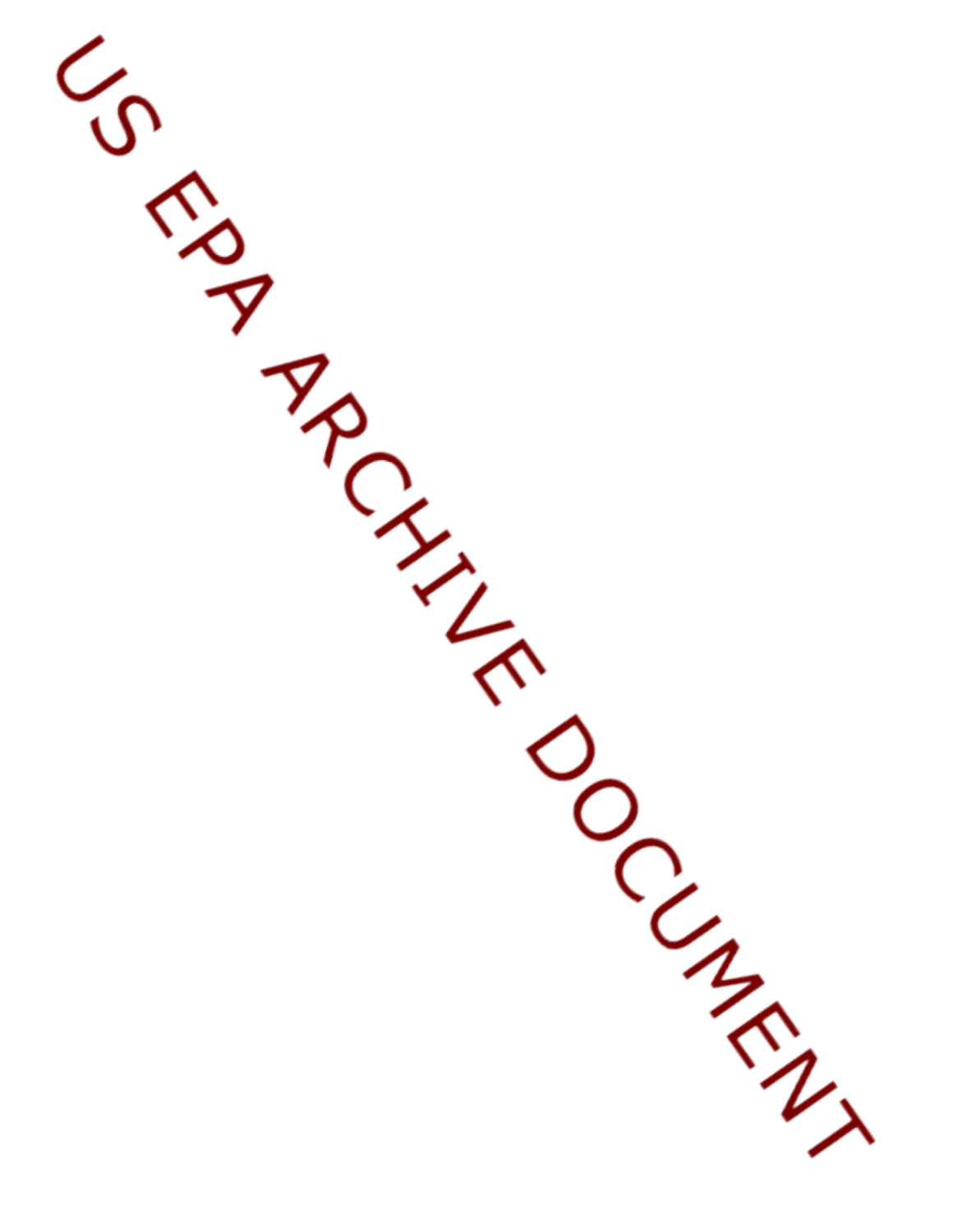US EPA ARCHIVE DOCUMENT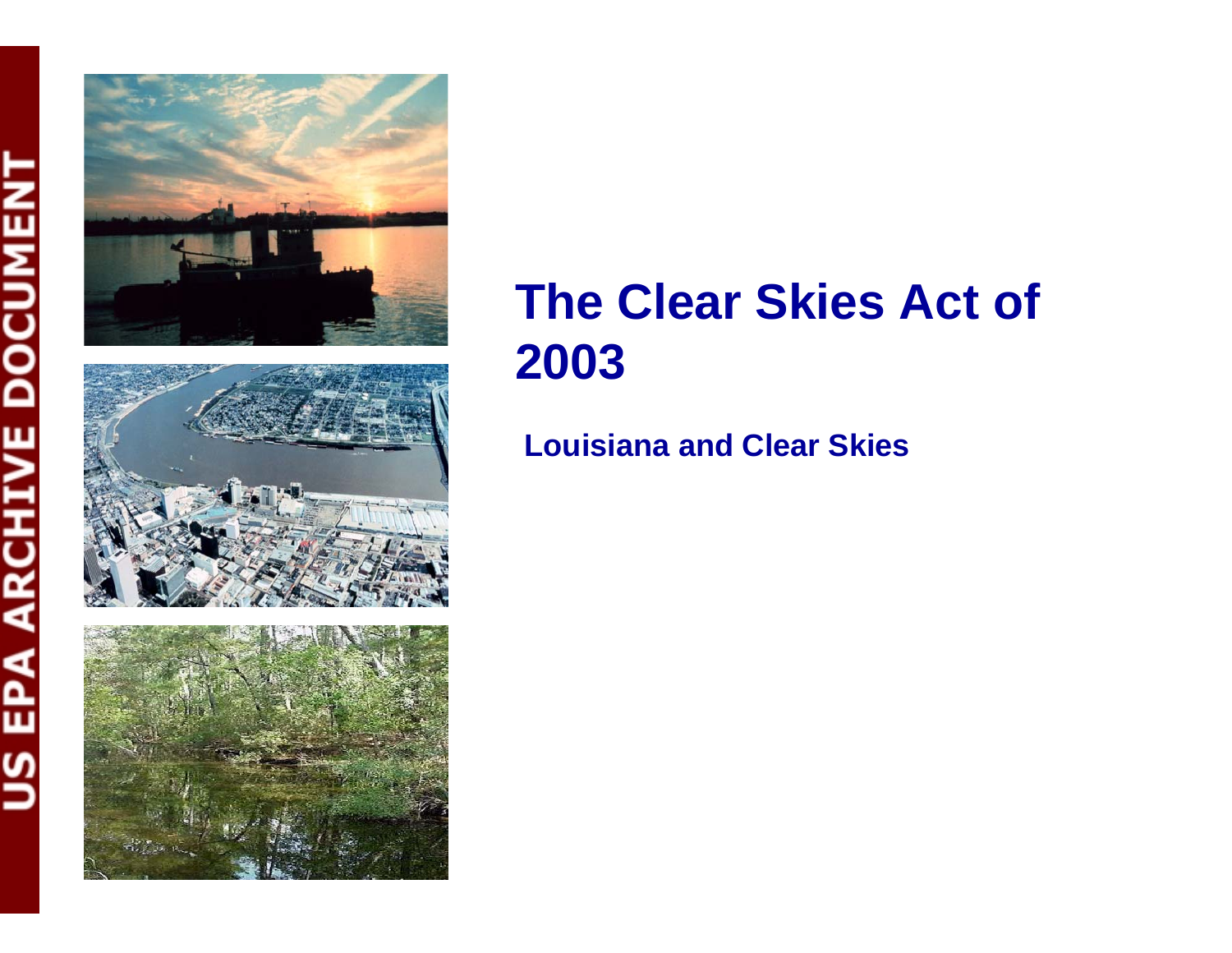# The Clear Skies Act of 2003

**Louisiana and Clear Skies**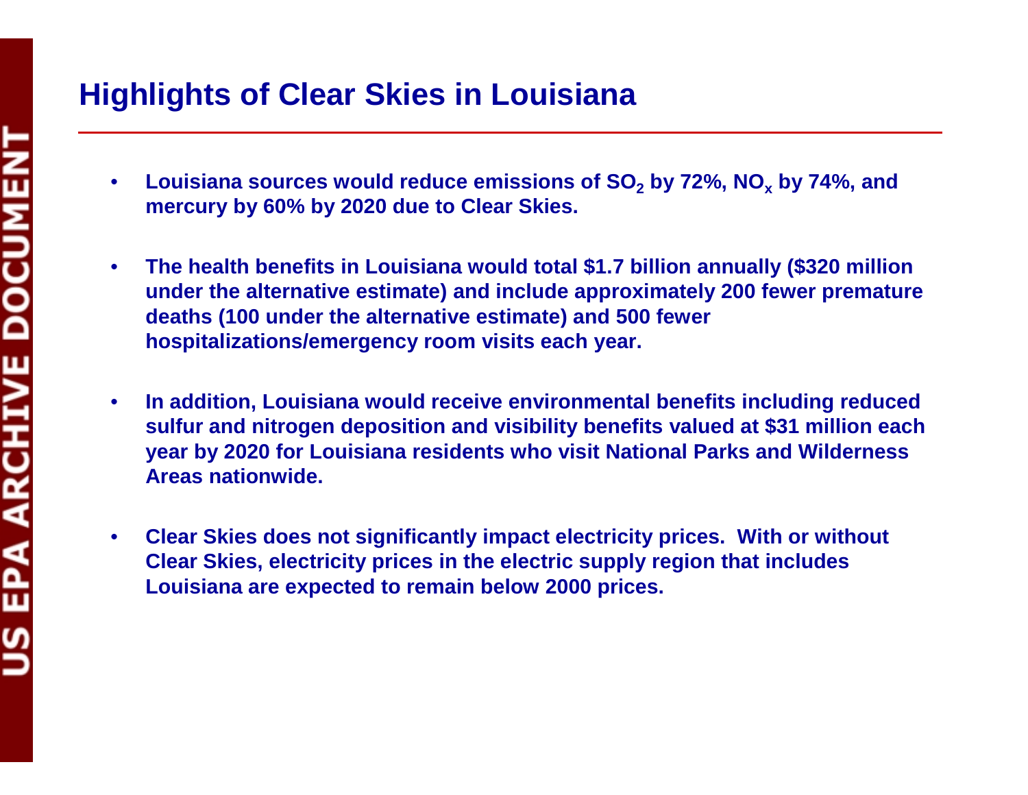## Highlights of Clear Skies in Louisiana

- **Louisiana sources would reduce emissions of $SO_2$ by 72%, $NO_x$ by 74%, and mercury by 60% by 2020 due to Clear Skies.**
- **The health benefits in Louisiana would total $1.7 billion annually ($320 million under the alternative estimate) and include approximately 200 fewer premature deaths (100 under the alternative estimate) and 500 fewer hospitalizations/emergency room visits each year.**
- **In addition, Louisiana would receive environmental benefits including reduced sulfur and nitrogen deposition and visibility benefits valued at $31 million each year by 2020 for Louisiana residents who visit National Parks and Wilderness Areas nationwide.**
- **Clear Skies does not significantly impact electricity prices. With or without Clear Skies, electricity prices in the electric supply region that includes Louisiana are expected to remain below 2000 prices.**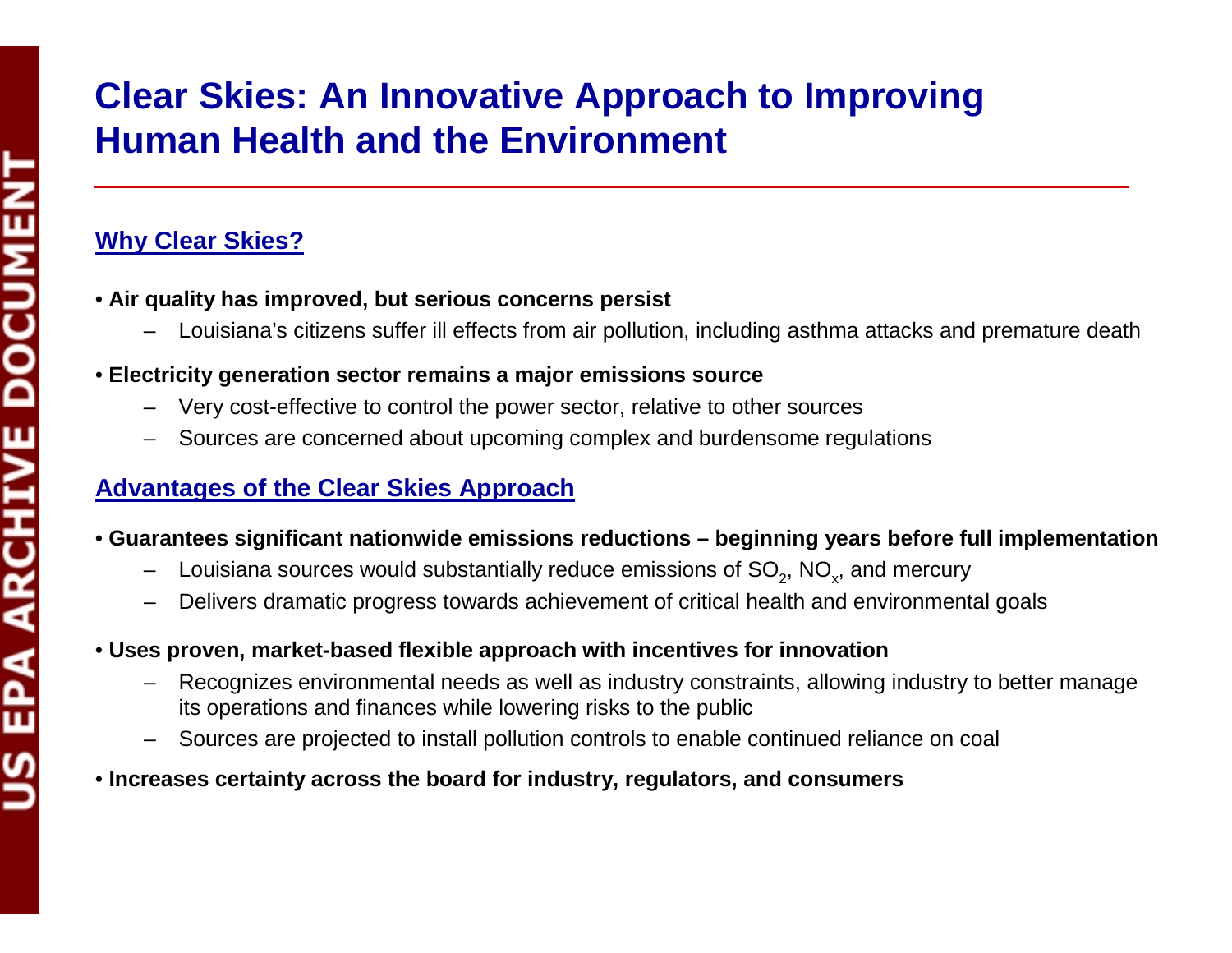# Clear Skies: An Innovative Approach to Improving Human Health and the Environment

## Why Clear Skies?

- **Air quality has improved, but serious concerns persist**
  - Louisiana's citizens suffer ill effects from air pollution, including asthma attacks and premature death
- **Electricity generation sector remains a major emissions source**
  - Very cost-effective to control the power sector, relative to other sources
  - Sources are concerned about upcoming complex and burdensome regulations

## Advantages of the Clear Skies Approach

- **Guarantees significant nationwide emissions reductions – beginning years before full implementation**
  - Louisiana sources would substantially reduce emissions of $SO_2$, $NO_x$, and mercury
  - Delivers dramatic progress towards achievement of critical health and environmental goals
- **Uses proven, market-based flexible approach with incentives for innovation**
  - Recognizes environmental needs as well as industry constraints, allowing industry to better manage its operations and finances while lowering risks to the public
  - Sources are projected to install pollution controls to enable continued reliance on coal
- **Increases certainty across the board for industry, regulators, and consumers**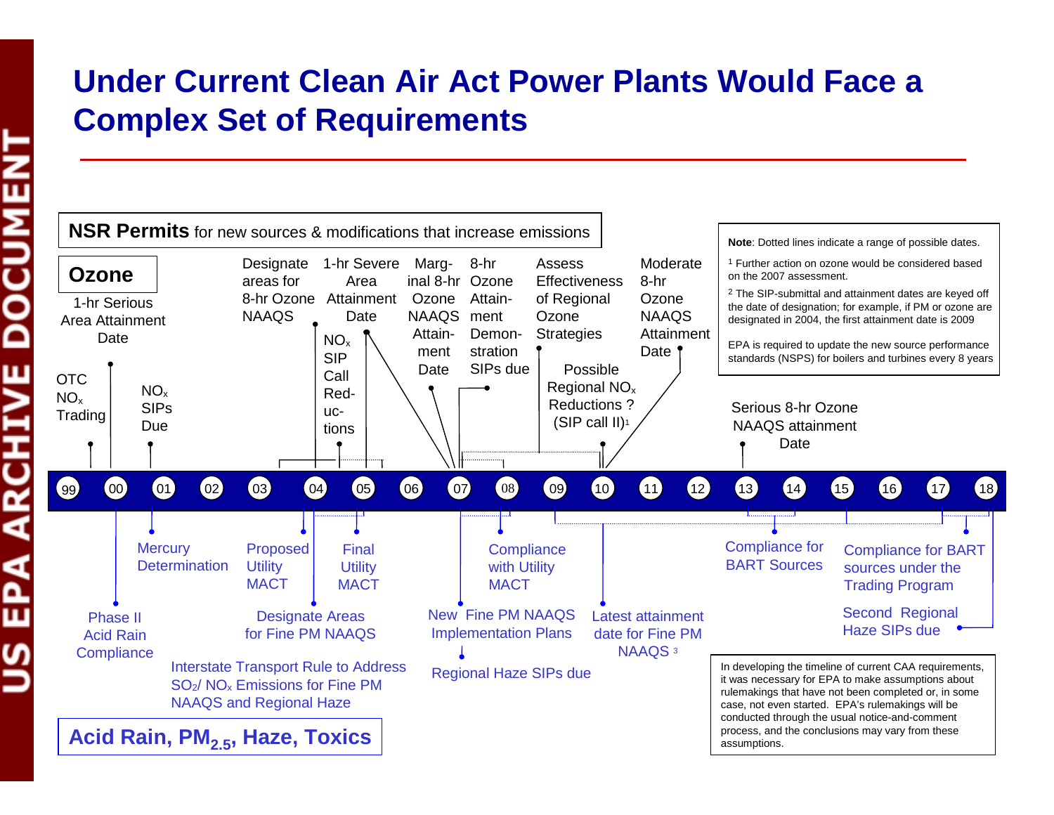# Under Current Clean Air Act Power Plants Would Face a Complex Set of Requirements

**NSR Permits** for new sources & modifications that increase emissions

## Ozone

- 1-hr Serious Area Attainment Date
- OTC $NO_x$ Trading
- $NO_x$ SIPs Due
- Designate areas for 8-hr Ozone NAAQS
- $NO_x$ SIP Call Reductions
- 1-hr Severe Area Attainment Date
- Marginal 8-hr Ozone NAAQS Attainment Date
- 8-hr Ozone Attainment Demonstration SIPs due
- Assess Effectiveness of Regional Ozone Strategies
- Possible Regional $NO_x$ Reductions ? (SIP call II)[1]
- Moderate 8-hr Ozone NAAQS Attainment Date
- Serious 8-hr Ozone NAAQS attainment Date

Timeline: 99 | 00 | 01 | 02 | 03 | 04 | 05 | 06 | 07 | 08 | 09 | 10 | 11 | 12 | 13 | 14 | 15 | 16 | 17 | 18

## Acid Rain, $PM_{2.5}$, Haze, Toxics

- Phase II Acid Rain Compliance
- Mercury Determination
- Proposed Utility MACT
- Final Utility MACT
- Designate Areas for Fine PM NAAQS
- Interstate Transport Rule to Address $SO_2$/ $NO_x$ Emissions for Fine PM NAAQS and Regional Haze
- New Fine PM NAAQS Implementation Plans
- Regional Haze SIPs due
- Compliance with Utility MACT
- Latest attainment date for Fine PM NAAQS [3]
- Compliance for BART Sources
- Compliance for BART sources under the Trading Program
- Second Regional Haze SIPs due

**Note**: Dotted lines indicate a range of possible dates.

[1] Further action on ozone would be considered based on the 2007 assessment.

[2] The SIP-submittal and attainment dates are keyed off the date of designation; for example, if PM or ozone are designated in 2004, the first attainment date is 2009

EPA is required to update the new source performance standards (NSPS) for boilers and turbines every 8 years

In developing the timeline of current CAA requirements, it was necessary for EPA to make assumptions about rulemakings that have not been completed or, in some case, not even started. EPA's rulemakings will be conducted through the usual notice-and-comment process, and the conclusions may vary from these assumptions.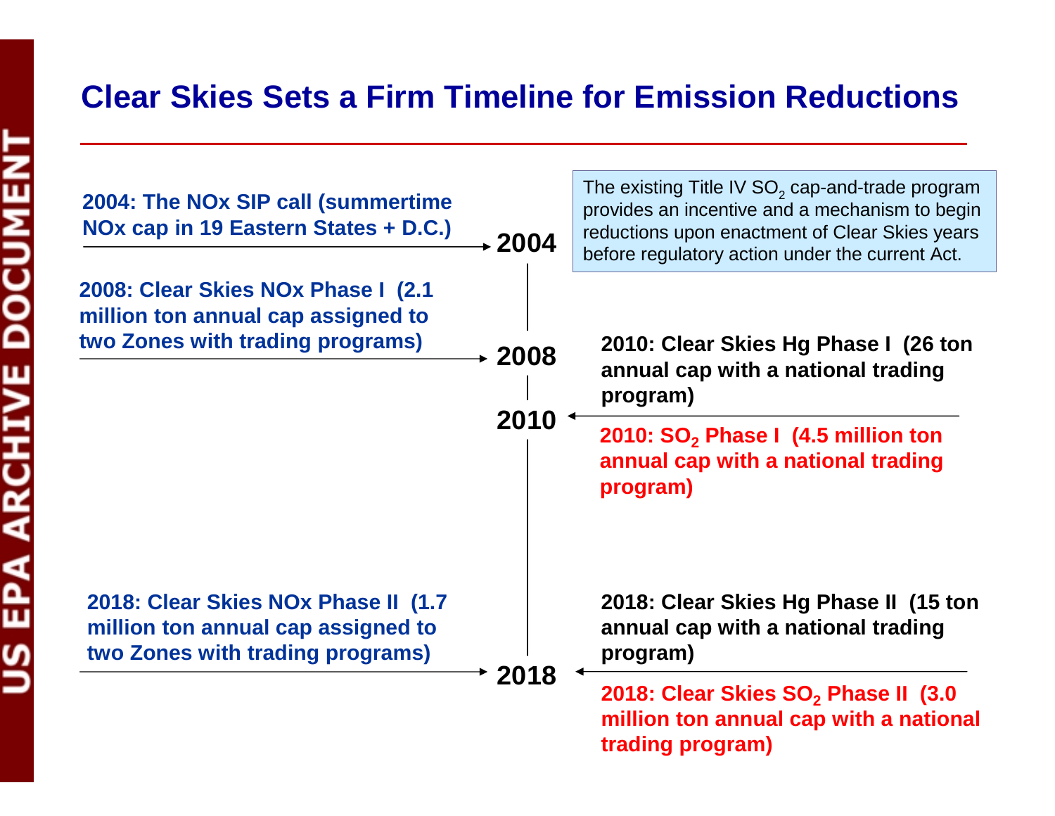# Clear Skies Sets a Firm Timeline for Emission Reductions

The existing Title IV $SO_2$ cap-and-trade program provides an incentive and a mechanism to begin reductions upon enactment of Clear Skies years before regulatory action under the current Act.

**2004**

**2004: The NOx SIP call (summertime NOx cap in 19 Eastern States + D.C.)**

**2008**

**2008: Clear Skies NOx Phase I (2.1 million ton annual cap assigned to two Zones with trading programs)**

**2010**

**2010: Clear Skies Hg Phase I (26 ton annual cap with a national trading program)**

**2010: $SO_2$ Phase I (4.5 million ton annual cap with a national trading program)**

**2018**

**2018: Clear Skies NOx Phase II (1.7 million ton annual cap assigned to two Zones with trading programs)**

**2018: Clear Skies Hg Phase II (15 ton annual cap with a national trading program)**

**2018: Clear Skies $SO_2$ Phase II (3.0 million ton annual cap with a national trading program)**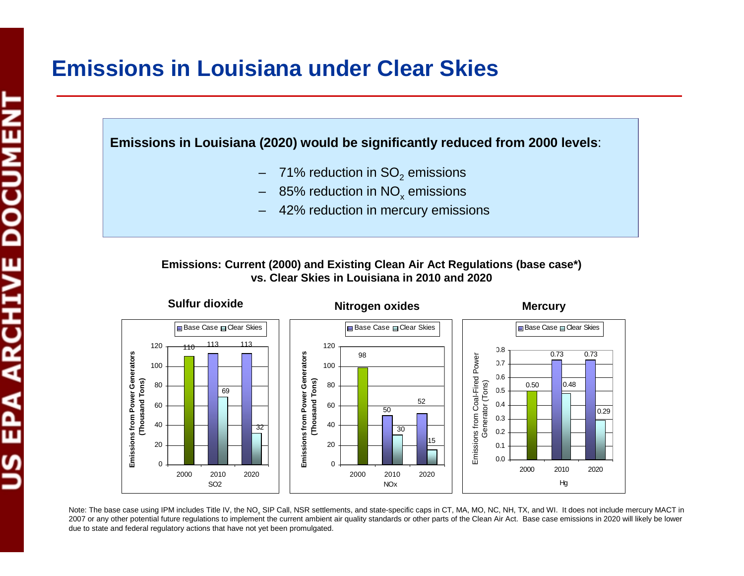# Emissions in Louisiana under Clear Skies

**Emissions in Louisiana (2020) would be significantly reduced from 2000 levels**:

- 71% reduction in $SO_2$ emissions
- 85% reduction in $NO_x$ emissions
- 42% reduction in mercury emissions

**Emissions: Current (2000) and Existing Clean Air Act Regulations (base case\*) vs. Clear Skies in Louisiana in 2010 and 2020**

**Sulfur dioxide**

Emissions from Power Generators (Thousand Tons)

| SO2 | Base Case | Clear Skies |
| --- | --- | --- |
| 2000 | 110 | |
| 2010 | 113 | 69 |
| 2020 | 113 | 32 |

**Nitrogen oxides**

Emissions from Power Generators (Thousand Tons)

| NOx | Base Case | Clear Skies |
| --- | --- | --- |
| 2000 | 98 | |
| 2010 | 50 | 30 |
| 2020 | 52 | 15 |

**Mercury**

Emissions from Coal-Fired Power Generator (Tons)

| Hg | Base Case | Clear Skies |
| --- | --- | --- |
| 2000 | 0.50 | |
| 2010 | 0.73 | 0.48 |
| 2020 | 0.73 | 0.29 |

Note: The base case using IPM includes Title IV, the $NO_x$ SIP Call, NSR settlements, and state-specific caps in CT, MA, MO, NC, NH, TX, and WI. It does not include mercury MACT in 2007 or any other potential future regulations to implement the current ambient air quality standards or other parts of the Clean Air Act. Base case emissions in 2020 will likely be lower due to state and federal regulatory actions that have not yet been promulgated.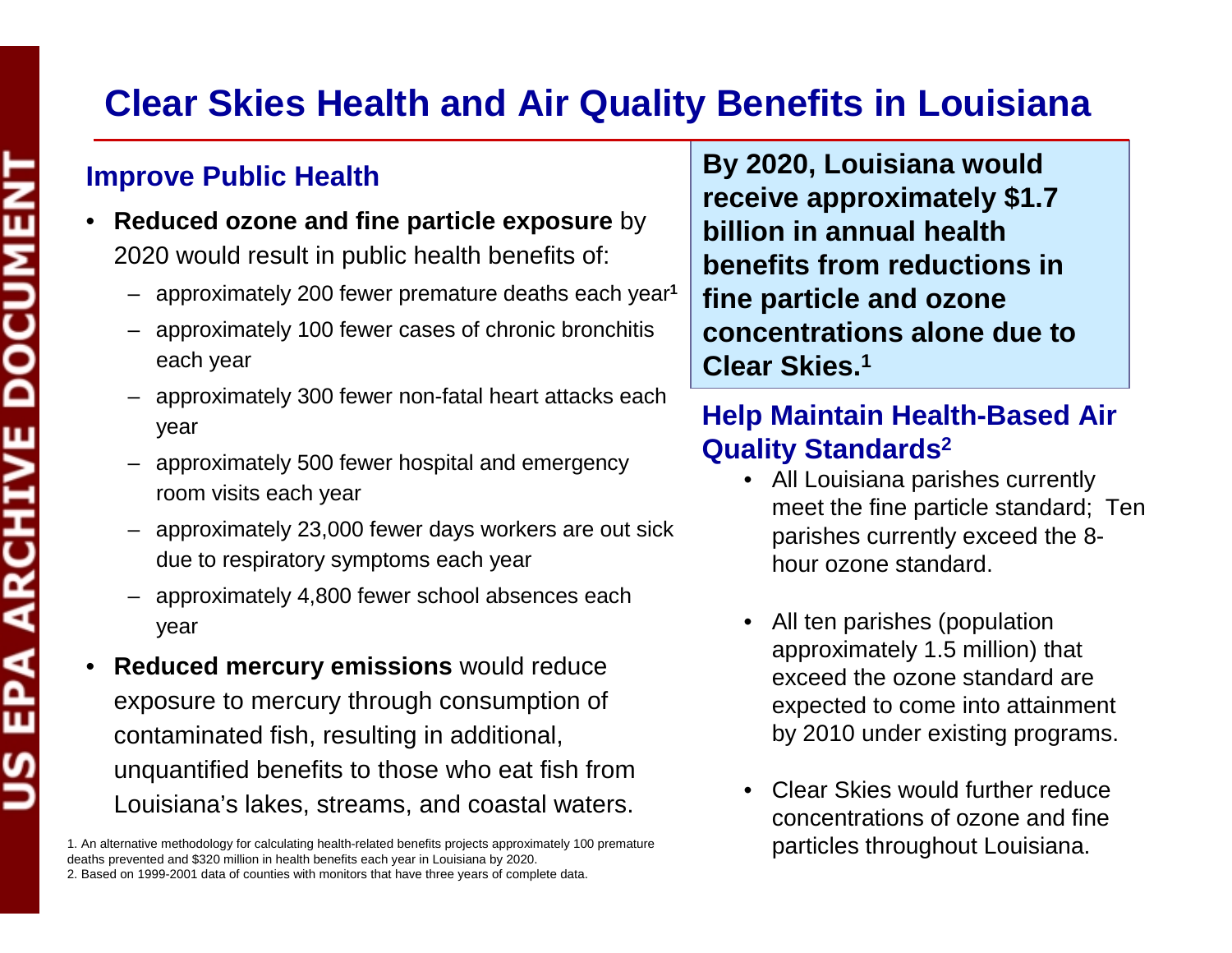# Clear Skies Health and Air Quality Benefits in Louisiana

## Improve Public Health

- **Reduced ozone and fine particle exposure** by 2020 would result in public health benefits of:
  - approximately 200 fewer premature deaths each year[1]
  - approximately 100 fewer cases of chronic bronchitis each year
  - approximately 300 fewer non-fatal heart attacks each year
  - approximately 500 fewer hospital and emergency room visits each year
  - approximately 23,000 fewer days workers are out sick due to respiratory symptoms each year
  - approximately 4,800 fewer school absences each year
- **Reduced mercury emissions** would reduce exposure to mercury through consumption of contaminated fish, resulting in additional, unquantified benefits to those who eat fish from Louisiana's lakes, streams, and coastal waters.

**By 2020, Louisiana would receive approximately $1.7 billion in annual health benefits from reductions in fine particle and ozone concentrations alone due to Clear Skies.[1]**

## Help Maintain Health-Based Air Quality Standards[2]

- All Louisiana parishes currently meet the fine particle standard; Ten parishes currently exceed the 8-hour ozone standard.
- All ten parishes (population approximately 1.5 million) that exceed the ozone standard are expected to come into attainment by 2010 under existing programs.
- Clear Skies would further reduce concentrations of ozone and fine particles throughout Louisiana.

1. An alternative methodology for calculating health-related benefits projects approximately 100 premature deaths prevented and $320 million in health benefits each year in Louisiana by 2020.
2. Based on 1999-2001 data of counties with monitors that have three years of complete data.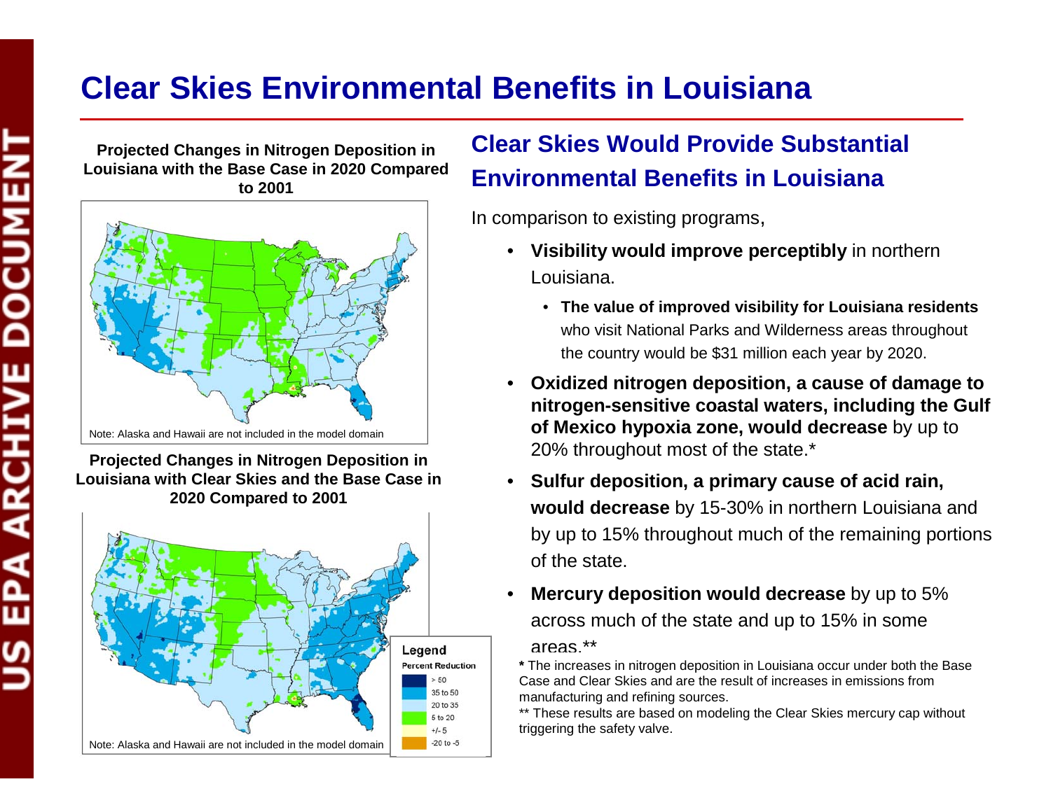# Clear Skies Environmental Benefits in Louisiana

**Projected Changes in Nitrogen Deposition in Louisiana with the Base Case in 2020 Compared to 2001**

Note: Alaska and Hawaii are not included in the model domain

**Projected Changes in Nitrogen Deposition in Louisiana with Clear Skies and the Base Case in 2020 Compared to 2001**

Note: Alaska and Hawaii are not included in the model domain

Legend
Percent Reduction
- > 50
- 35 to 50
- 20 to 35
- 5 to 20
- +/- 5
- -20 to -5

## Clear Skies Would Provide Substantial Environmental Benefits in Louisiana

In comparison to existing programs,

- **Visibility would improve perceptibly** in northern Louisiana.
  - **The value of improved visibility for Louisiana residents** who visit National Parks and Wilderness areas throughout the country would be $31 million each year by 2020.
- **Oxidized nitrogen deposition, a cause of damage to nitrogen-sensitive coastal waters, including the Gulf of Mexico hypoxia zone, would decrease** by up to 20% throughout most of the state.*
- **Sulfur deposition, a primary cause of acid rain, would decrease** by 15-30% in northern Louisiana and by up to 15% throughout much of the remaining portions of the state.
- **Mercury deposition would decrease** by up to 5% across much of the state and up to 15% in some areas.**

**\*** The increases in nitrogen deposition in Louisiana occur under both the Base Case and Clear Skies and are the result of increases in emissions from manufacturing and refining sources.

** These results are based on modeling the Clear Skies mercury cap without triggering the safety valve.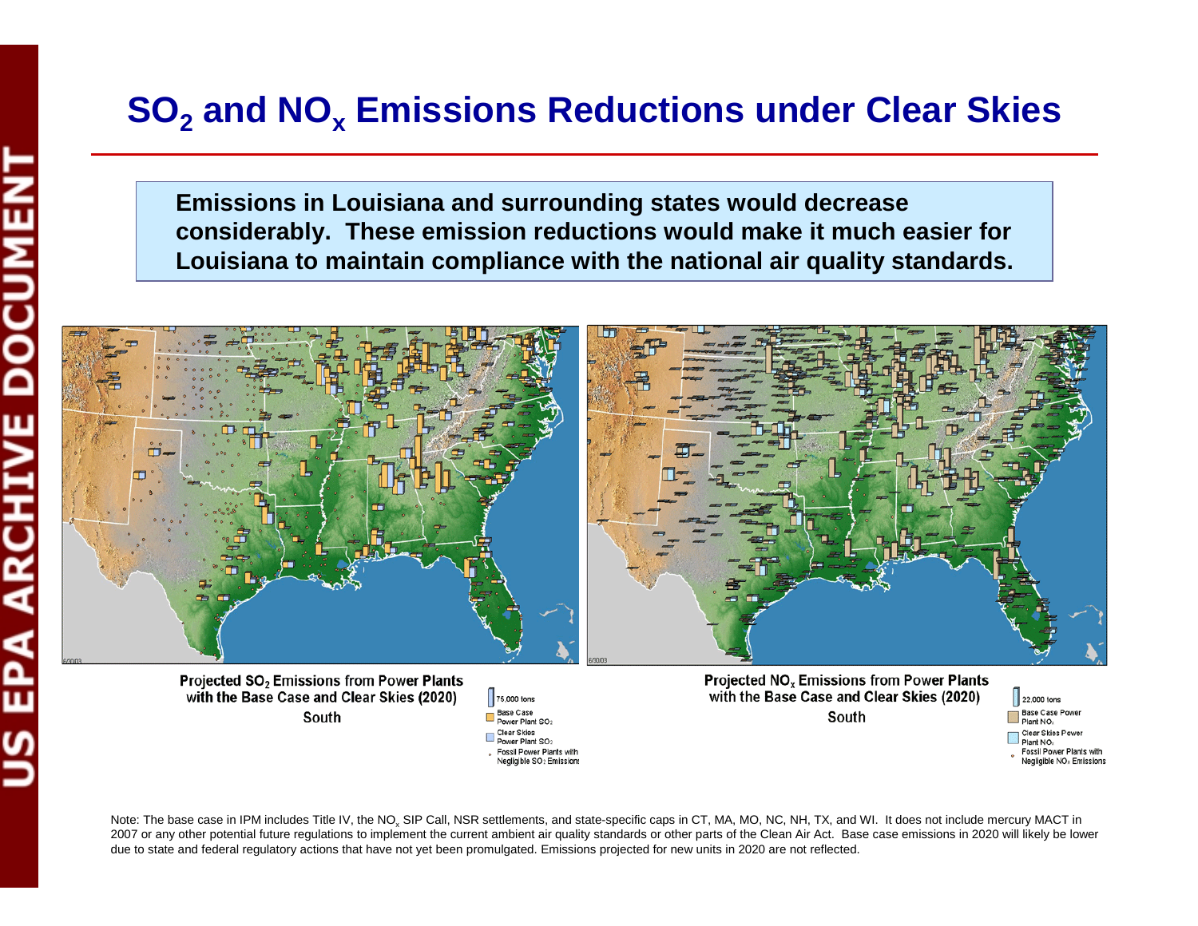# $SO_2$ and $NO_x$ Emissions Reductions under Clear Skies

**Emissions in Louisiana and surrounding states would decrease considerably. These emission reductions would make it much easier for Louisiana to maintain compliance with the national air quality standards.**

Projected $SO_2$ Emissions from Power Plants with the Base Case and Clear Skies (2020)
South

75,000 tons
Base Case Power Plant $SO_2$
Clear Skies Power Plant $SO_2$
Fossil Power Plants with Negligible $SO_2$ Emissions

Projected $NO_x$ Emissions from Power Plants with the Base Case and Clear Skies (2020)
South

22,000 tons
Base Case Power Plant $NO_x$
Clear Skies Power Plant $NO_x$
Fossil Power Plants with Negligible $NO_x$ Emissions

Note: The base case in IPM includes Title IV, the $NO_x$ SIP Call, NSR settlements, and state-specific caps in CT, MA, MO, NC, NH, TX, and WI. It does not include mercury MACT in 2007 or any other potential future regulations to implement the current ambient air quality standards or other parts of the Clean Air Act. Base case emissions in 2020 will likely be lower due to state and federal regulatory actions that have not yet been promulgated. Emissions projected for new units in 2020 are not reflected.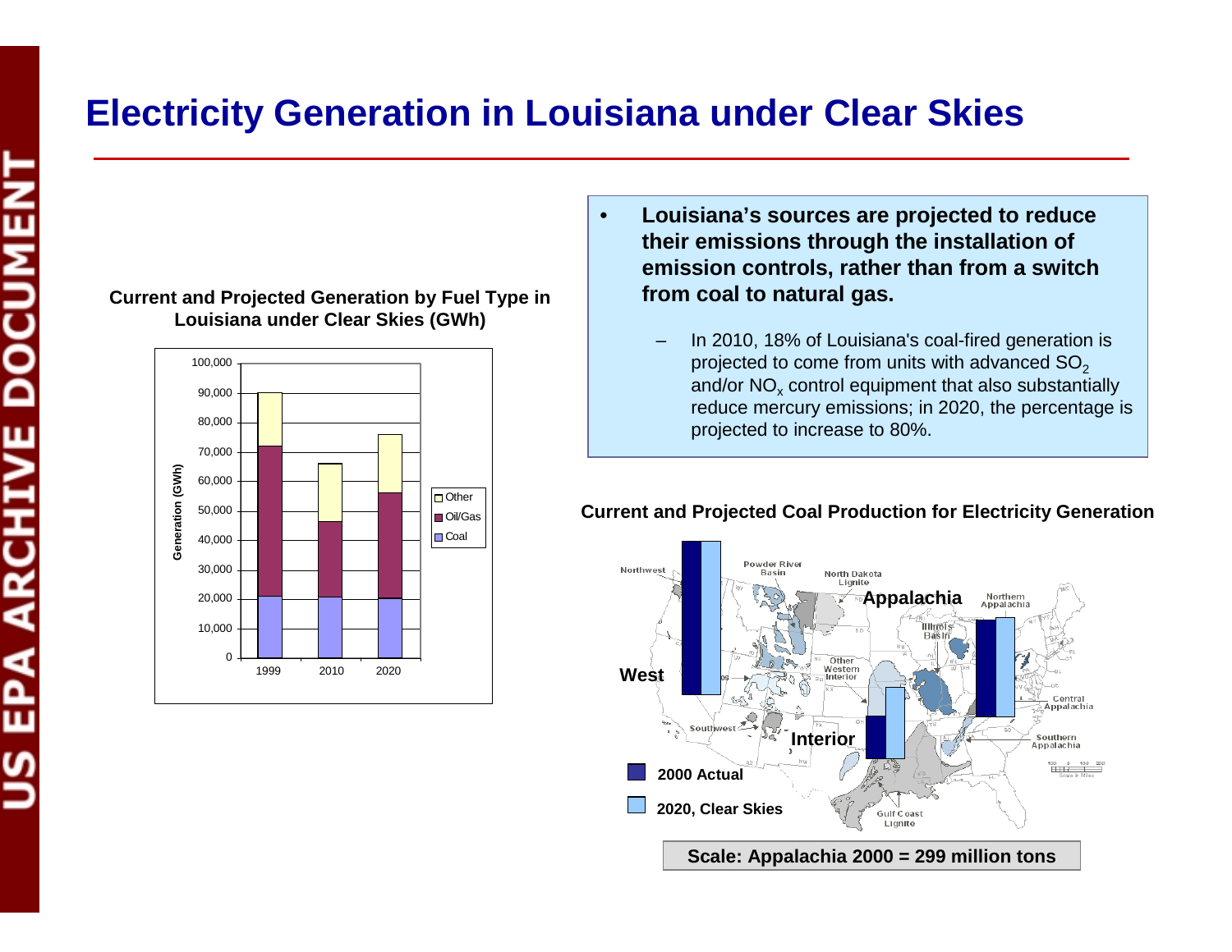# Electricity Generation in Louisiana under Clear Skies

**Current and Projected Generation by Fuel Type in Louisiana under Clear Skies (GWh)**

- **Louisiana's sources are projected to reduce their emissions through the installation of emission controls, rather than from a switch from coal to natural gas.**
  - In 2010, 18% of Louisiana's coal-fired generation is projected to come from units with advanced $SO_2$ and/or $NO_x$ control equipment that also substantially reduce mercury emissions; in 2020, the percentage is projected to increase to 80%.

**Current and Projected Coal Production for Electricity Generation**

**Scale: Appalachia 2000 = 299 million tons**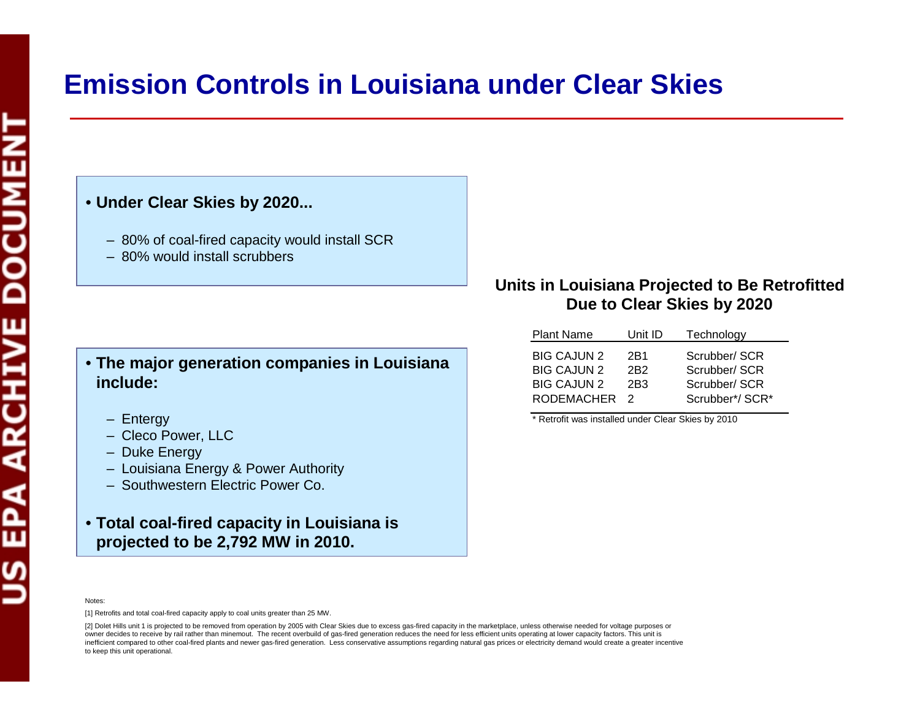# Emission Controls in Louisiana under Clear Skies

- **Under Clear Skies by 2020...**
  - 80% of coal-fired capacity would install SCR
  - 80% would install scrubbers

- **The major generation companies in Louisiana include:**
  - Entergy
  - Cleco Power, LLC
  - Duke Energy
  - Louisiana Energy & Power Authority
  - Southwestern Electric Power Co.

- **Total coal-fired capacity in Louisiana is projected to be 2,792 MW in 2010.**

**Units in Louisiana Projected to Be Retrofitted Due to Clear Skies by 2020**

| Plant Name | Unit ID | Technology |
|---|---|---|
| BIG CAJUN 2 | 2B1 | Scrubber/ SCR |
| BIG CAJUN 2 | 2B2 | Scrubber/ SCR |
| BIG CAJUN 2 | 2B3 | Scrubber/ SCR |
| RODEMACHER | 2 | Scrubber*/ SCR* |

* Retrofit was installed under Clear Skies by 2010

Notes:

[1] Retrofits and total coal-fired capacity apply to coal units greater than 25 MW.

[2] Dolet Hills unit 1 is projected to be removed from operation by 2005 with Clear Skies due to excess gas-fired capacity in the marketplace, unless otherwise needed for voltage purposes or owner decides to receive by rail rather than minemout. The recent overbuild of gas-fired generation reduces the need for less efficient units operating at lower capacity factors. This unit is inefficient compared to other coal-fired plants and newer gas-fired generation. Less conservative assumptions regarding natural gas prices or electricity demand would create a greater incentive to keep this unit operational.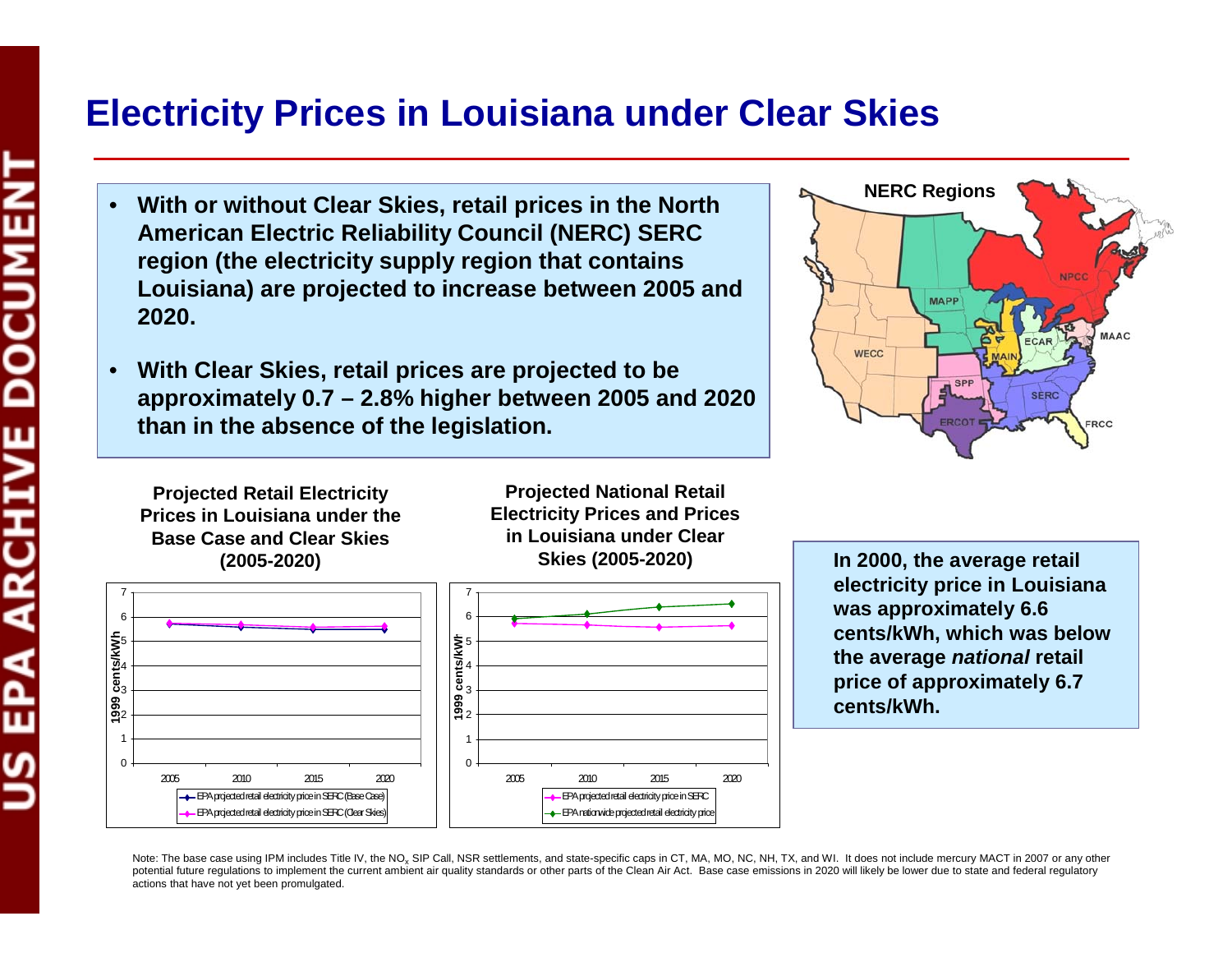# Electricity Prices in Louisiana under Clear Skies

- **With or without Clear Skies, retail prices in the North American Electric Reliability Council (NERC) SERC region (the electricity supply region that contains Louisiana) are projected to increase between 2005 and 2020.**
- **With Clear Skies, retail prices are projected to be approximately 0.7 – 2.8% higher between 2005 and 2020 than in the absence of the legislation.**

**NERC Regions**

WECC, MAPP, NPCC, MAAC, ECAR, MAIN, SPP, SERC, ERCOT, FRCC

**Projected Retail Electricity Prices in Louisiana under the Base Case and Clear Skies (2005-2020)**

1999 cents/kWh

2005, 2010, 2015, 2020

EPA projected retail electricity price in SERC (Base Case)

EPA projected retail electricity price in SERC (Clear Skies)

**Projected National Retail Electricity Prices and Prices in Louisiana under Clear Skies (2005-2020)**

1999 cents/kWh

2005, 2010, 2015, 2020

EPA projected retail electricity price in SERC

EPA nationwide projected retail electricity price

**In 2000, the average retail electricity price in Louisiana was approximately 6.6 cents/kWh, which was below the average *national* retail price of approximately 6.7 cents/kWh.**

Note: The base case using IPM includes Title IV, the $NO_x$ SIP Call, NSR settlements, and state-specific caps in CT, MA, MO, NC, NH, TX, and WI. It does not include mercury MACT in 2007 or any other potential future regulations to implement the current ambient air quality standards or other parts of the Clean Air Act. Base case emissions in 2020 will likely be lower due to state and federal regulatory actions that have not yet been promulgated.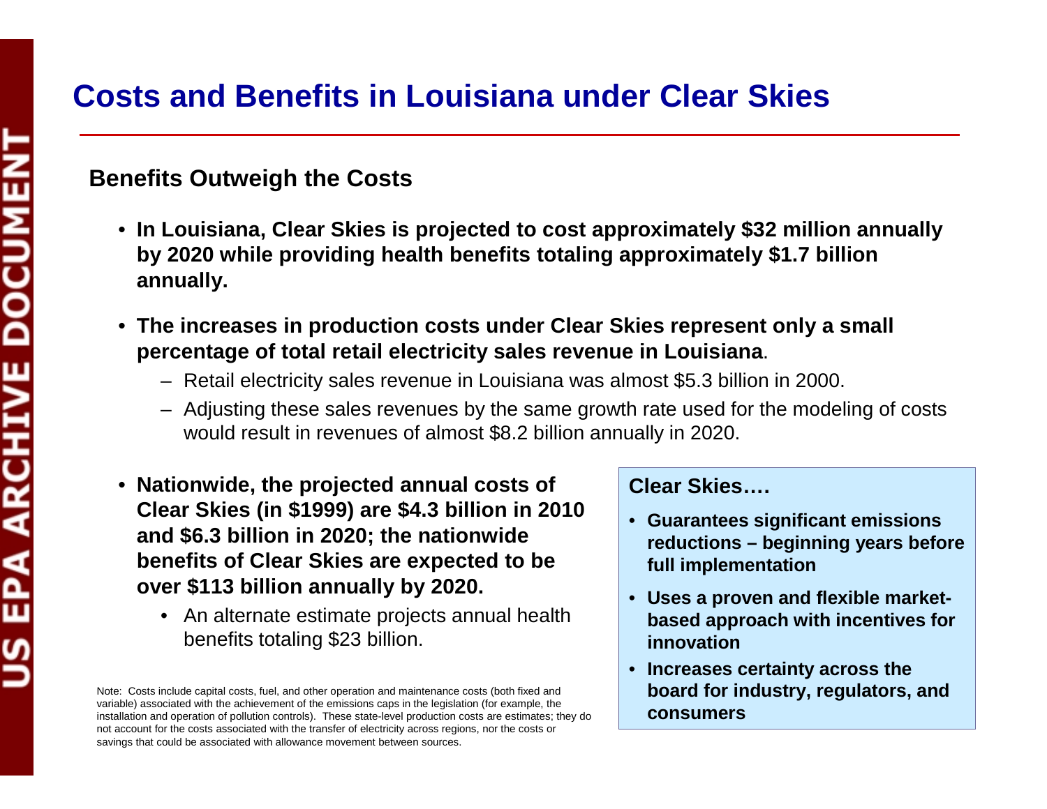# Costs and Benefits in Louisiana under Clear Skies

## Benefits Outweigh the Costs

- **In Louisiana, Clear Skies is projected to cost approximately $32 million annually by 2020 while providing health benefits totaling approximately $1.7 billion annually.**
- **The increases in production costs under Clear Skies represent only a small percentage of total retail electricity sales revenue in Louisiana**.
  - Retail electricity sales revenue in Louisiana was almost $5.3 billion in 2000.
  - Adjusting these sales revenues by the same growth rate used for the modeling of costs would result in revenues of almost $8.2 billion annually in 2020.
- **Nationwide, the projected annual costs of Clear Skies (in $1999) are $4.3 billion in 2010 and $6.3 billion in 2020; the nationwide benefits of Clear Skies are expected to be over $113 billion annually by 2020.**
  - An alternate estimate projects annual health benefits totaling $23 billion.

**Clear Skies….**

- **Guarantees significant emissions reductions – beginning years before full implementation**
- **Uses a proven and flexible market-based approach with incentives for innovation**
- **Increases certainty across the board for industry, regulators, and consumers**

Note: Costs include capital costs, fuel, and other operation and maintenance costs (both fixed and variable) associated with the achievement of the emissions caps in the legislation (for example, the installation and operation of pollution controls). These state-level production costs are estimates; they do not account for the costs associated with the transfer of electricity across regions, nor the costs or savings that could be associated with allowance movement between sources.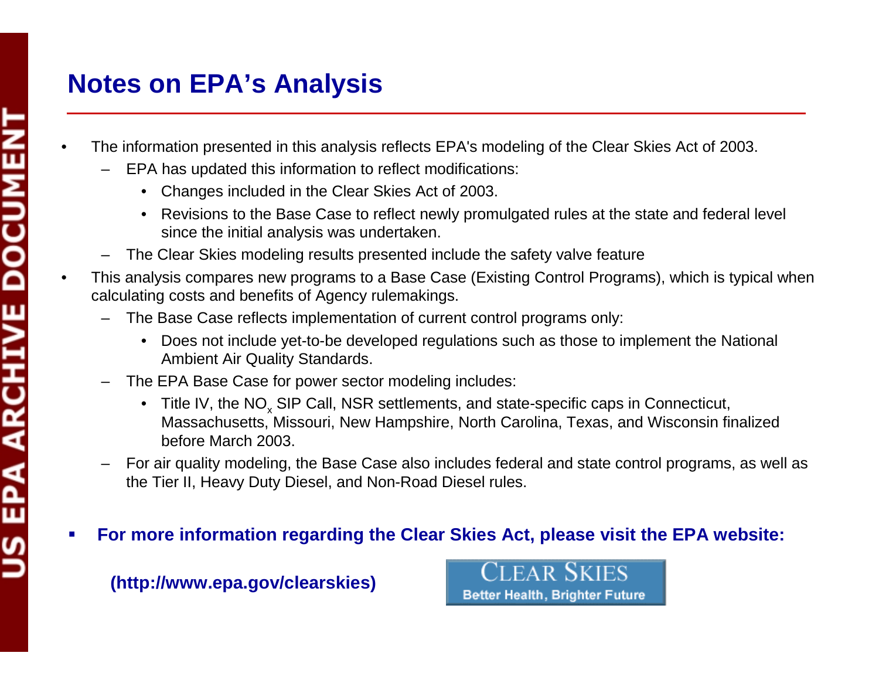# Notes on EPA's Analysis

- The information presented in this analysis reflects EPA's modeling of the Clear Skies Act of 2003.
  - EPA has updated this information to reflect modifications:
    - Changes included in the Clear Skies Act of 2003.
    - Revisions to the Base Case to reflect newly promulgated rules at the state and federal level since the initial analysis was undertaken.
  - The Clear Skies modeling results presented include the safety valve feature
- This analysis compares new programs to a Base Case (Existing Control Programs), which is typical when calculating costs and benefits of Agency rulemakings.
  - The Base Case reflects implementation of current control programs only:
    - Does not include yet-to-be developed regulations such as those to implement the National Ambient Air Quality Standards.
  - The EPA Base Case for power sector modeling includes:
    - Title IV, the $NO_x$ SIP Call, NSR settlements, and state-specific caps in Connecticut, Massachusetts, Missouri, New Hampshire, North Carolina, Texas, and Wisconsin finalized before March 2003.
  - For air quality modeling, the Base Case also includes federal and state control programs, as well as the Tier II, Heavy Duty Diesel, and Non-Road Diesel rules.

- **For more information regarding the Clear Skies Act, please visit the EPA website:**

**(http://www.epa.gov/clearskies)**

CLEAR SKIES
Better Health, Brighter Future